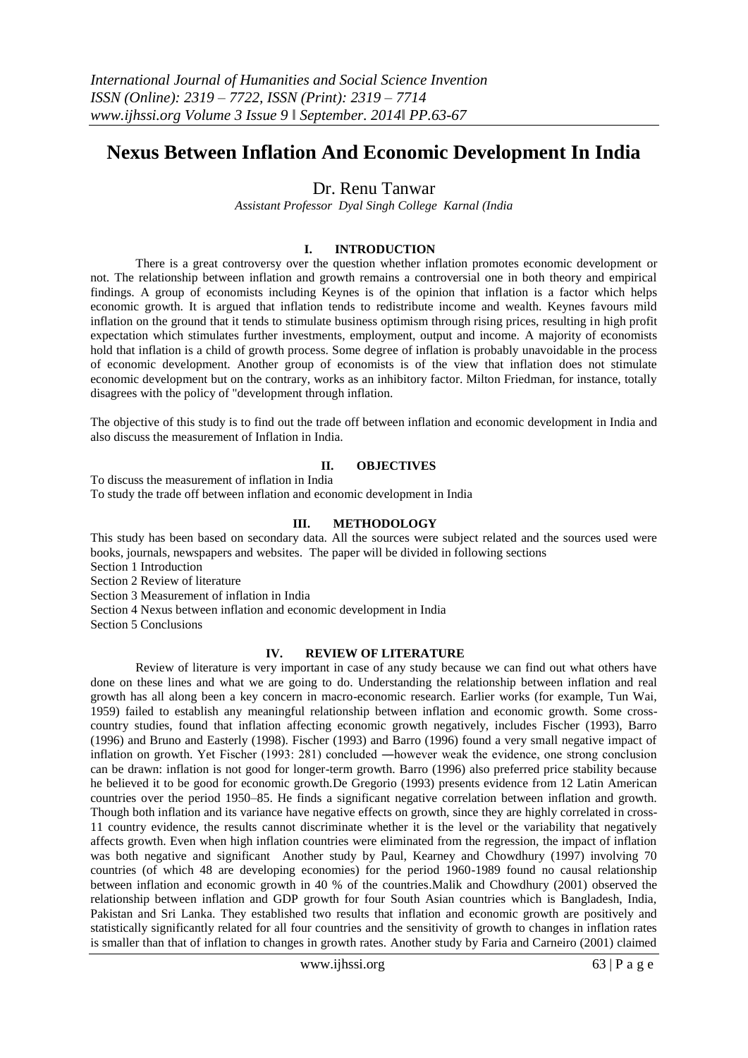# Nexus Between Inflation And Economic Development In India

## Dr. Renu Tanwar

*Assistant Professor Dyal Singh College Karnal (India*

## I. INTRODUCTION

There is a great controversy over the question whether inflation promotes economic development or not. The relationship between inflation and growth remains a controversial one in both theory and empirical findings. A group of economists including Keynes is of the opinion that inflation is a factor which helps economic growth. It is argued that inflation tends to redistribute income and wealth. Keynes favours mild inflation on the ground that it tends to stimulate business optimism through rising prices, resulting in high profit expectation which stimulates further investments, employment, output and income. A majority of economists hold that inflation is a child of growth process. Some degree of inflation is probably unavoidable in the process of economic development. Another group of economists is of the view that inflation does not stimulate economic development but on the contrary, works as an inhibitory factor. Milton Friedman, for instance, totally disagrees with the policy of "development through inflation.

The objective of this study is to find out the trade off between inflation and economic development in India and also discuss the measurement of Inflation in India.

## II. OBJECTIVES

To discuss the measurement of inflation in India
To study the trade off between inflation and economic development in India

## III. METHODOLOGY

This study has been based on secondary data. All the sources were subject related and the sources used were books, journals, newspapers and websites. The paper will be divided in following sections

Section 1 Introduction
Section 2 Review of literature
Section 3 Measurement of inflation in India
Section 4 Nexus between inflation and economic development in India
Section 5 Conclusions

## IV. REVIEW OF LITERATURE

Review of literature is very important in case of any study because we can find out what others have done on these lines and what we are going to do. Understanding the relationship between inflation and real growth has all along been a key concern in macro-economic research. Earlier works (for example, Tun Wai, 1959) failed to establish any meaningful relationship between inflation and economic growth. Some cross-country studies, found that inflation affecting economic growth negatively, includes Fischer (1993), Barro (1996) and Bruno and Easterly (1998). Fischer (1993) and Barro (1996) found a very small negative impact of inflation on growth. Yet Fischer (1993: 281) concluded ―however weak the evidence, one strong conclusion can be drawn: inflation is not good for longer-term growth. Barro (1996) also preferred price stability because he believed it to be good for economic growth.De Gregorio (1993) presents evidence from 12 Latin American countries over the period 1950–85. He finds a significant negative correlation between inflation and growth. Though both inflation and its variance have negative effects on growth, since they are highly correlated in cross-11 country evidence, the results cannot discriminate whether it is the level or the variability that negatively affects growth. Even when high inflation countries were eliminated from the regression, the impact of inflation was both negative and significant Another study by Paul, Kearney and Chowdhury (1997) involving 70 countries (of which 48 are developing economies) for the period 1960-1989 found no causal relationship between inflation and economic growth in 40 % of the countries.Malik and Chowdhury (2001) observed the relationship between inflation and GDP growth for four South Asian countries which is Bangladesh, India, Pakistan and Sri Lanka. They established two results that inflation and economic growth are positively and statistically significantly related for all four countries and the sensitivity of growth to changes in inflation rates is smaller than that of inflation to changes in growth rates. Another study by Faria and Carneiro (2001) claimed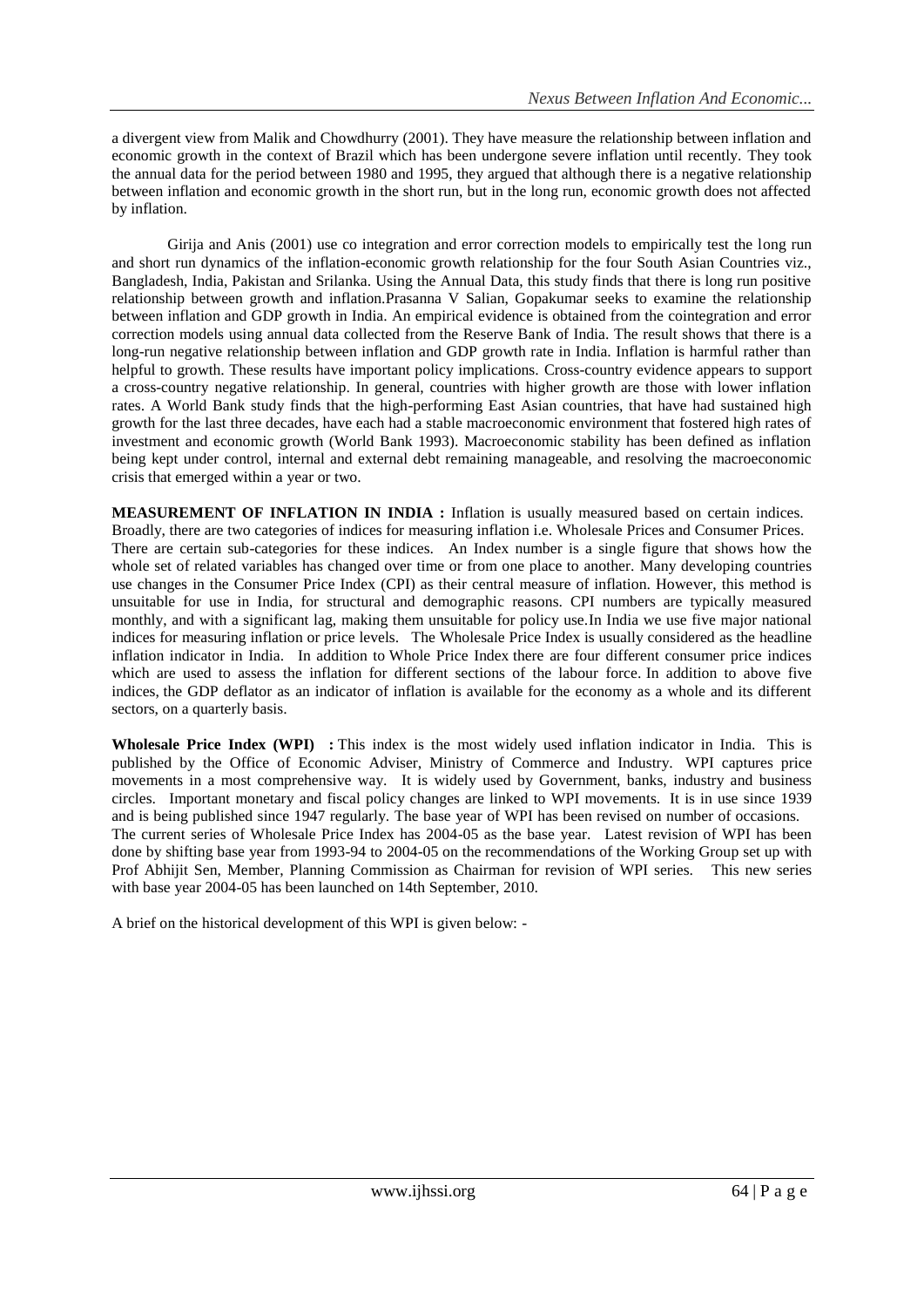a divergent view from Malik and Chowdhurry (2001). They have measure the relationship between inflation and economic growth in the context of Brazil which has been undergone severe inflation until recently. They took the annual data for the period between 1980 and 1995, they argued that although there is a negative relationship between inflation and economic growth in the short run, but in the long run, economic growth does not affected by inflation.

Girija and Anis (2001) use co integration and error correction models to empirically test the long run and short run dynamics of the inflation-economic growth relationship for the four South Asian Countries viz., Bangladesh, India, Pakistan and Srilanka. Using the Annual Data, this study finds that there is long run positive relationship between growth and inflation.Prasanna V Salian, Gopakumar seeks to examine the relationship between inflation and GDP growth in India. An empirical evidence is obtained from the cointegration and error correction models using annual data collected from the Reserve Bank of India. The result shows that there is a long-run negative relationship between inflation and GDP growth rate in India. Inflation is harmful rather than helpful to growth. These results have important policy implications. Cross-country evidence appears to support a cross-country negative relationship. In general, countries with higher growth are those with lower inflation rates. A World Bank study finds that the high-performing East Asian countries, that have had sustained high growth for the last three decades, have each had a stable macroeconomic environment that fostered high rates of investment and economic growth (World Bank 1993). Macroeconomic stability has been defined as inflation being kept under control, internal and external debt remaining manageable, and resolving the macroeconomic crisis that emerged within a year or two.

**MEASUREMENT OF INFLATION IN INDIA :** Inflation is usually measured based on certain indices. Broadly, there are two categories of indices for measuring inflation i.e. Wholesale Prices and Consumer Prices. There are certain sub-categories for these indices. An Index number is a single figure that shows how the whole set of related variables has changed over time or from one place to another. Many developing countries use changes in the Consumer Price Index (CPI) as their central measure of inflation. However, this method is unsuitable for use in India, for structural and demographic reasons. CPI numbers are typically measured monthly, and with a significant lag, making them unsuitable for policy use.In India we use five major national indices for measuring inflation or price levels. The Wholesale Price Index is usually considered as the headline inflation indicator in India. In addition to Whole Price Index there are four different consumer price indices which are used to assess the inflation for different sections of the labour force. In addition to above five indices, the GDP deflator as an indicator of inflation is available for the economy as a whole and its different sectors, on a quarterly basis.

**Wholesale Price Index (WPI) :** This index is the most widely used inflation indicator in India. This is published by the Office of Economic Adviser, Ministry of Commerce and Industry. WPI captures price movements in a most comprehensive way. It is widely used by Government, banks, industry and business circles. Important monetary and fiscal policy changes are linked to WPI movements. It is in use since 1939 and is being published since 1947 regularly. The base year of WPI has been revised on number of occasions. The current series of Wholesale Price Index has 2004-05 as the base year. Latest revision of WPI has been done by shifting base year from 1993-94 to 2004-05 on the recommendations of the Working Group set up with Prof Abhijit Sen, Member, Planning Commission as Chairman for revision of WPI series. This new series with base year 2004-05 has been launched on 14th September, 2010.

A brief on the historical development of this WPI is given below: -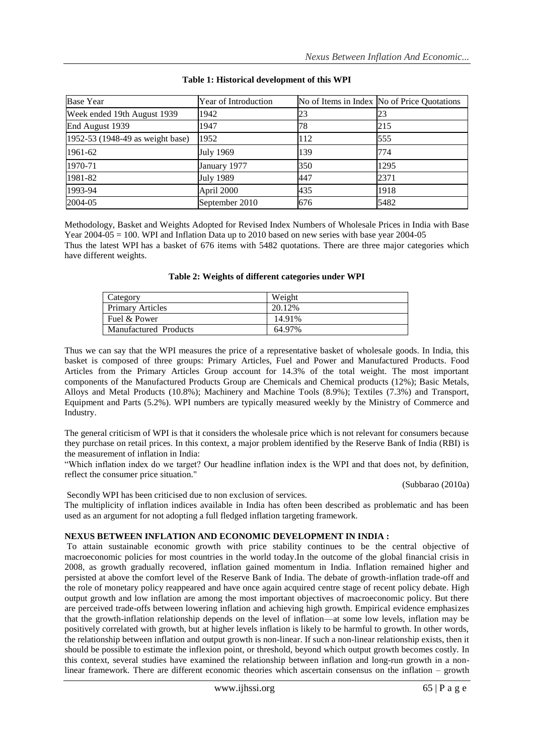**Table 1: Historical development of this WPI**

| Base Year | Year of Introduction | No of Items in Index | No of Price Quotations |
|---|---|---|---|
| Week ended 19th August 1939 | 1942 | 23 | 23 |
| End August 1939 | 1947 | 78 | 215 |
| 1952-53 (1948-49 as weight base) | 1952 | 112 | 555 |
| 1961-62 | July 1969 | 139 | 774 |
| 1970-71 | January 1977 | 350 | 1295 |
| 1981-82 | July 1989 | 447 | 2371 |
| 1993-94 | April 2000 | 435 | 1918 |
| 2004-05 | September 2010 | 676 | 5482 |

Methodology, Basket and Weights Adopted for Revised Index Numbers of Wholesale Prices in India with Base Year 2004-05 = 100. WPI and Inflation Data up to 2010 based on new series with base year 2004-05

Thus the latest WPI has a basket of 676 items with 5482 quotations. There are three major categories which have different weights.

**Table 2: Weights of different categories under WPI**

| Category | Weight |
|---|---|
| Primary Articles | 20.12% |
| Fuel & Power | 14.91% |
| Manufactured Products | 64.97% |

Thus we can say that the WPI measures the price of a representative basket of wholesale goods. In India, this basket is composed of three groups: Primary Articles, Fuel and Power and Manufactured Products. Food Articles from the Primary Articles Group account for 14.3% of the total weight. The most important components of the Manufactured Products Group are Chemicals and Chemical products (12%); Basic Metals, Alloys and Metal Products (10.8%); Machinery and Machine Tools (8.9%); Textiles (7.3%) and Transport, Equipment and Parts (5.2%). WPI numbers are typically measured weekly by the Ministry of Commerce and Industry.

The general criticism of WPI is that it considers the wholesale price which is not relevant for consumers because they purchase on retail prices. In this context, a major problem identified by the Reserve Bank of India (RBI) is the measurement of inflation in India:

"Which inflation index do we target? Our headline inflation index is the WPI and that does not, by definition, reflect the consumer price situation."

(Subbarao (2010a)

Secondly WPI has been criticised due to non exclusion of services.

The multiplicity of inflation indices available in India has often been described as problematic and has been used as an argument for not adopting a full fledged inflation targeting framework.

## NEXUS BETWEEN INFLATION AND ECONOMIC DEVELOPMENT IN INDIA :

To attain sustainable economic growth with price stability continues to be the central objective of macroeconomic policies for most countries in the world today.In the outcome of the global financial crisis in 2008, as growth gradually recovered, inflation gained momentum in India. Inflation remained higher and persisted at above the comfort level of the Reserve Bank of India. The debate of growth-inflation trade-off and the role of monetary policy reappeared and have once again acquired centre stage of recent policy debate. High output growth and low inflation are among the most important objectives of macroeconomic policy. But there are perceived trade-offs between lowering inflation and achieving high growth. Empirical evidence emphasizes that the growth-inflation relationship depends on the level of inflation—at some low levels, inflation may be positively correlated with growth, but at higher levels inflation is likely to be harmful to growth. In other words, the relationship between inflation and output growth is non-linear. If such a non-linear relationship exists, then it should be possible to estimate the inflexion point, or threshold, beyond which output growth becomes costly. In this context, several studies have examined the relationship between inflation and long-run growth in a non-linear framework. There are different economic theories which ascertain consensus on the inflation – growth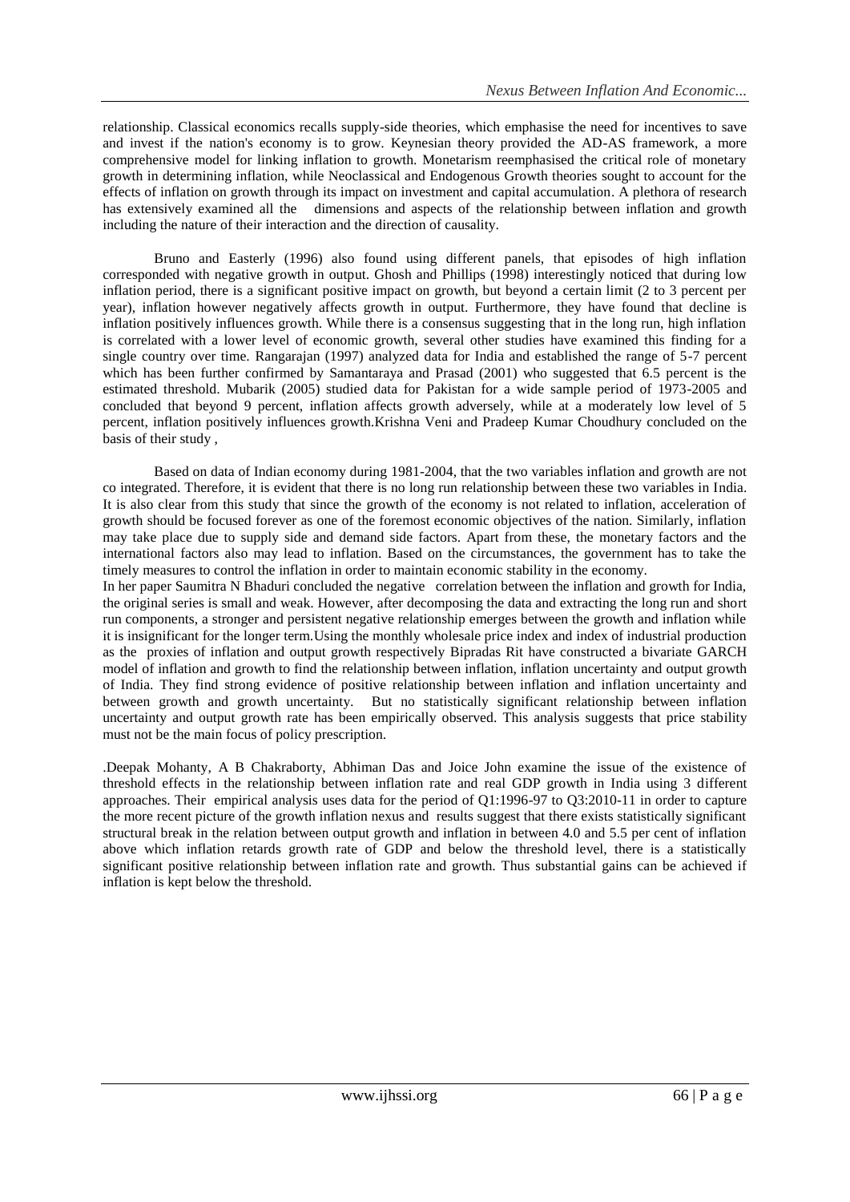relationship. Classical economics recalls supply-side theories, which emphasise the need for incentives to save and invest if the nation's economy is to grow. Keynesian theory provided the AD-AS framework, a more comprehensive model for linking inflation to growth. Monetarism reemphasised the critical role of monetary growth in determining inflation, while Neoclassical and Endogenous Growth theories sought to account for the effects of inflation on growth through its impact on investment and capital accumulation. A plethora of research has extensively examined all the dimensions and aspects of the relationship between inflation and growth including the nature of their interaction and the direction of causality.

Bruno and Easterly (1996) also found using different panels, that episodes of high inflation corresponded with negative growth in output. Ghosh and Phillips (1998) interestingly noticed that during low inflation period, there is a significant positive impact on growth, but beyond a certain limit (2 to 3 percent per year), inflation however negatively affects growth in output. Furthermore, they have found that decline is inflation positively influences growth. While there is a consensus suggesting that in the long run, high inflation is correlated with a lower level of economic growth, several other studies have examined this finding for a single country over time. Rangarajan (1997) analyzed data for India and established the range of 5-7 percent which has been further confirmed by Samantaraya and Prasad (2001) who suggested that 6.5 percent is the estimated threshold. Mubarik (2005) studied data for Pakistan for a wide sample period of 1973-2005 and concluded that beyond 9 percent, inflation affects growth adversely, while at a moderately low level of 5 percent, inflation positively influences growth.Krishna Veni and Pradeep Kumar Choudhury concluded on the basis of their study ,

Based on data of Indian economy during 1981-2004, that the two variables inflation and growth are not co integrated. Therefore, it is evident that there is no long run relationship between these two variables in India. It is also clear from this study that since the growth of the economy is not related to inflation, acceleration of growth should be focused forever as one of the foremost economic objectives of the nation. Similarly, inflation may take place due to supply side and demand side factors. Apart from these, the monetary factors and the international factors also may lead to inflation. Based on the circumstances, the government has to take the timely measures to control the inflation in order to maintain economic stability in the economy.

In her paper Saumitra N Bhaduri concluded the negative correlation between the inflation and growth for India, the original series is small and weak. However, after decomposing the data and extracting the long run and short run components, a stronger and persistent negative relationship emerges between the growth and inflation while it is insignificant for the longer term.Using the monthly wholesale price index and index of industrial production as the proxies of inflation and output growth respectively Bipradas Rit have constructed a bivariate GARCH model of inflation and growth to find the relationship between inflation, inflation uncertainty and output growth of India. They find strong evidence of positive relationship between inflation and inflation uncertainty and between growth and growth uncertainty. But no statistically significant relationship between inflation uncertainty and output growth rate has been empirically observed. This analysis suggests that price stability must not be the main focus of policy prescription.

.Deepak Mohanty, A B Chakraborty, Abhiman Das and Joice John examine the issue of the existence of threshold effects in the relationship between inflation rate and real GDP growth in India using 3 different approaches. Their empirical analysis uses data for the period of Q1:1996-97 to Q3:2010-11 in order to capture the more recent picture of the growth inflation nexus and results suggest that there exists statistically significant structural break in the relation between output growth and inflation in between 4.0 and 5.5 per cent of inflation above which inflation retards growth rate of GDP and below the threshold level, there is a statistically significant positive relationship between inflation rate and growth. Thus substantial gains can be achieved if inflation is kept below the threshold.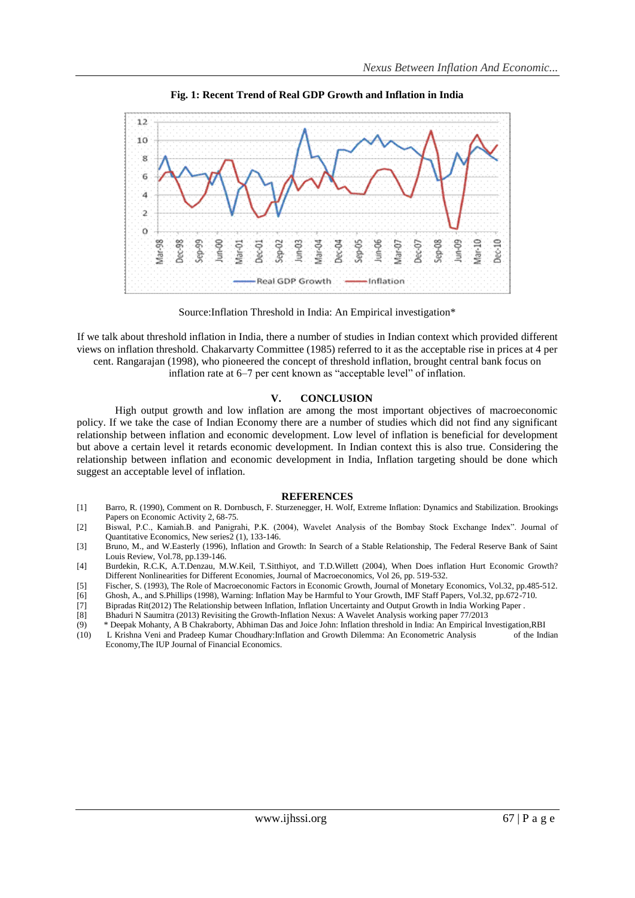**Fig. 1: Recent Trend of Real GDP Growth and Inflation in India**

12
10
8
6
4
2
0

Mar-98 Dec-98 Sep-99 Jun-00 Mar-01 Dec-01 Sep-02 Jun-03 Mar-04 Dec-04 Sep-05 Jun-06 Mar-07 Dec-07 Sep-08 Jun-09 Mar-10 Dec-10

Real GDP Growth — Inflation

Source:Inflation Threshold in India: An Empirical investigation*

If we talk about threshold inflation in India, there a number of studies in Indian context which provided different views on inflation threshold. Chakarvarty Committee (1985) referred to it as the acceptable rise in prices at 4 per cent. Rangarajan (1998), who pioneered the concept of threshold inflation, brought central bank focus on inflation rate at 6–7 per cent known as "acceptable level" of inflation.

## V. CONCLUSION

High output growth and low inflation are among the most important objectives of macroeconomic policy. If we take the case of Indian Economy there are a number of studies which did not find any significant relationship between inflation and economic development. Low level of inflation is beneficial for development but above a certain level it retards economic development. In Indian context this is also true. Considering the relationship between inflation and economic development in India, Inflation targeting should be done which suggest an acceptable level of inflation.

## REFERENCES

[1] Barro, R. (1990), Comment on R. Dornbusch, F. Sturzenegger, H. Wolf, Extreme Inflation: Dynamics and Stabilization. Brookings Papers on Economic Activity 2, 68-75.

[2] Biswal, P.C., Kamiah.B. and Panigrahi, P.K. (2004), Wavelet Analysis of the Bombay Stock Exchange Index". Journal of Quantitative Economics, New series2 (1), 133-146.

[3] Bruno, M., and W.Easterly (1996), Inflation and Growth: In Search of a Stable Relationship, The Federal Reserve Bank of Saint Louis Review, Vol.78, pp.139-146.

[4] Burdekin, R.C.K, A.T.Denzau, M.W.Keil, T.Sitthiyot, and T.D.Willett (2004), When Does inflation Hurt Economic Growth? Different Nonlinearities for Different Economies, Journal of Macroeconomics, Vol 26, pp. 519-532.

[5] Fischer, S. (1993), The Role of Macroeconomic Factors in Economic Growth, Journal of Monetary Economics, Vol.32, pp.485-512.

[6] Ghosh, A., and S.Phillips (1998), Warning: Inflation May be Harmful to Your Growth, IMF Staff Papers, Vol.32, pp.672-710.

[7] Bipradas Rit(2012) The Relationship between Inflation, Inflation Uncertainty and Output Growth in India Working Paper .

[8] Bhaduri N Saumitra (2013) Revisiting the Growth-Inflation Nexus: A Wavelet Analysis working paper 77/2013

(9) * Deepak Mohanty, A B Chakraborty, Abhiman Das and Joice John: Inflation threshold in India: An Empirical Investigation,RBI

(10) L Krishna Veni and Pradeep Kumar Choudhary:Inflation and Growth Dilemma: An Econometric Analysis of the Indian Economy,The IUP Journal of Financial Economics.